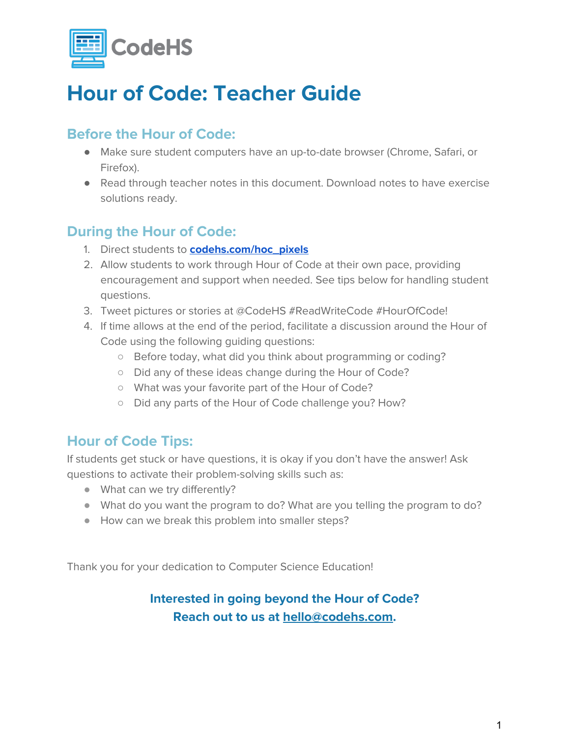CodeHS

# Hour of Code: Teacher Guide

## Before the Hour of Code:

- Make sure student computers have an up-to-date browser (Chrome, Safari, or Firefox).
- Read through teacher notes in this document. Download notes to have exercise solutions ready.

## During the Hour of Code:

1. Direct students to **codehs.com/hoc_pixels**
2. Allow students to work through Hour of Code at their own pace, providing encouragement and support when needed. See tips below for handling student questions.
3. Tweet pictures or stories at @CodeHS #ReadWriteCode #HourOfCode!
4. If time allows at the end of the period, facilitate a discussion around the Hour of Code using the following guiding questions:
   - Before today, what did you think about programming or coding?
   - Did any of these ideas change during the Hour of Code?
   - What was your favorite part of the Hour of Code?
   - Did any parts of the Hour of Code challenge you? How?

## Hour of Code Tips:

If students get stuck or have questions, it is okay if you don't have the answer! Ask questions to activate their problem-solving skills such as:

- What can we try differently?
- What do you want the program to do? What are you telling the program to do?
- How can we break this problem into smaller steps?

Thank you for your dedication to Computer Science Education!

**Interested in going beyond the Hour of Code?**
**Reach out to us at hello@codehs.com.**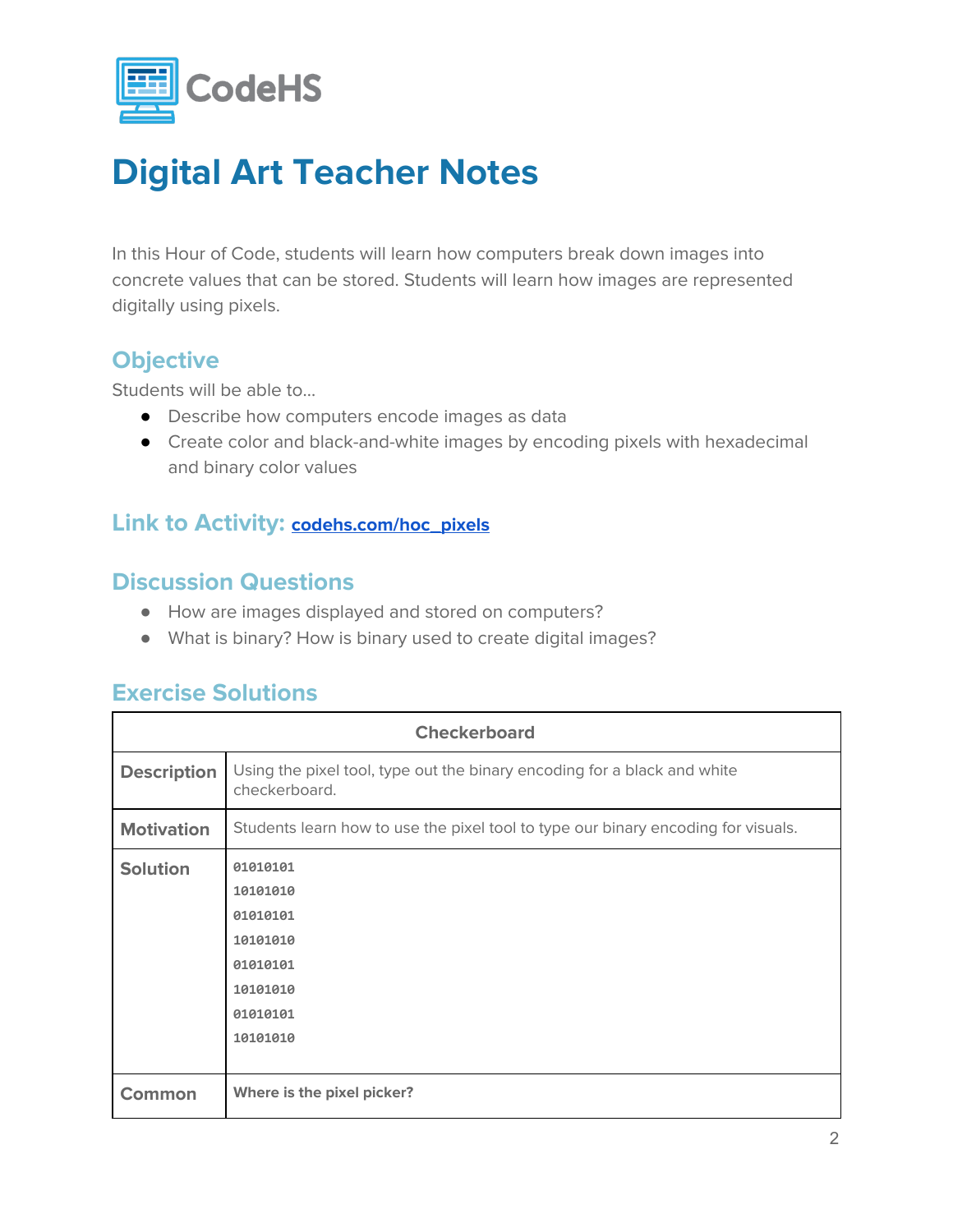CodeHS

# Digital Art Teacher Notes

In this Hour of Code, students will learn how computers break down images into concrete values that can be stored. Students will learn how images are represented digitally using pixels.

## Objective

Students will be able to…

- Describe how computers encode images as data
- Create color and black-and-white images by encoding pixels with hexadecimal and binary color values

## Link to Activity: [codehs.com/hoc_pixels](codehs.com/hoc_pixels)

## Discussion Questions

- How are images displayed and stored on computers?
- What is binary? How is binary used to create digital images?

## Exercise Solutions

| Checkerboard | |
|---|---|
| **Description** | Using the pixel tool, type out the binary encoding for a black and white checkerboard. |
| **Motivation** | Students learn how to use the pixel tool to type our binary encoding for visuals. |
| **Solution** | `01010101`<br>`10101010`<br>`01010101`<br>`10101010`<br>`01010101`<br>`10101010`<br>`01010101`<br>`10101010` |
| **Common** | **Where is the pixel picker?** |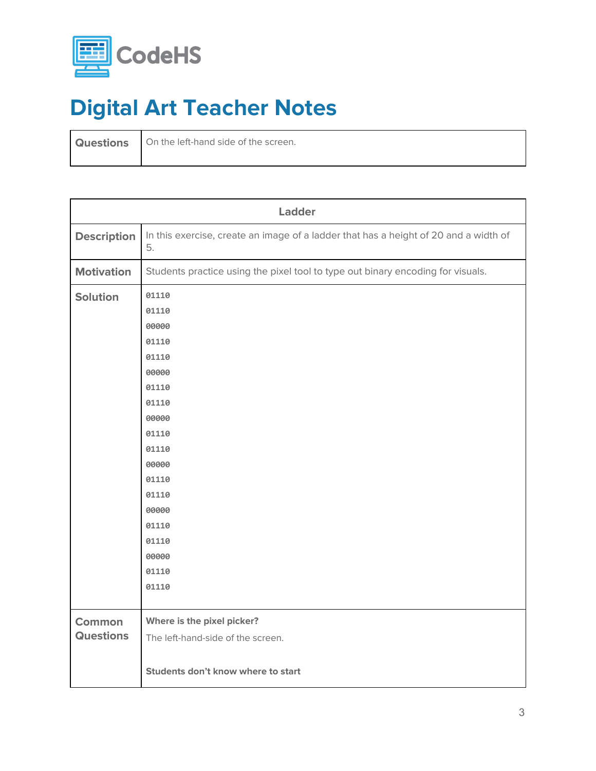# Digital Art Teacher Notes

| Questions | On the left-hand side of the screen. |
|---|---|

| Ladder | |
|---|---|
| **Description** | In this exercise, create an image of a ladder that has a height of 20 and a width of 5. |
| **Motivation** | Students practice using the pixel tool to type out binary encoding for visuals. |
| **Solution** | `01110`<br>`01110`<br>`00000`<br>`01110`<br>`01110`<br>`00000`<br>`01110`<br>`01110`<br>`00000`<br>`01110`<br>`01110`<br>`00000`<br>`01110`<br>`01110`<br>`00000`<br>`01110`<br>`01110`<br>`00000`<br>`01110`<br>`01110` |
| **Common Questions** | **Where is the pixel picker?**<br>The left-hand-side of the screen.<br><br>**Students don't know where to start** |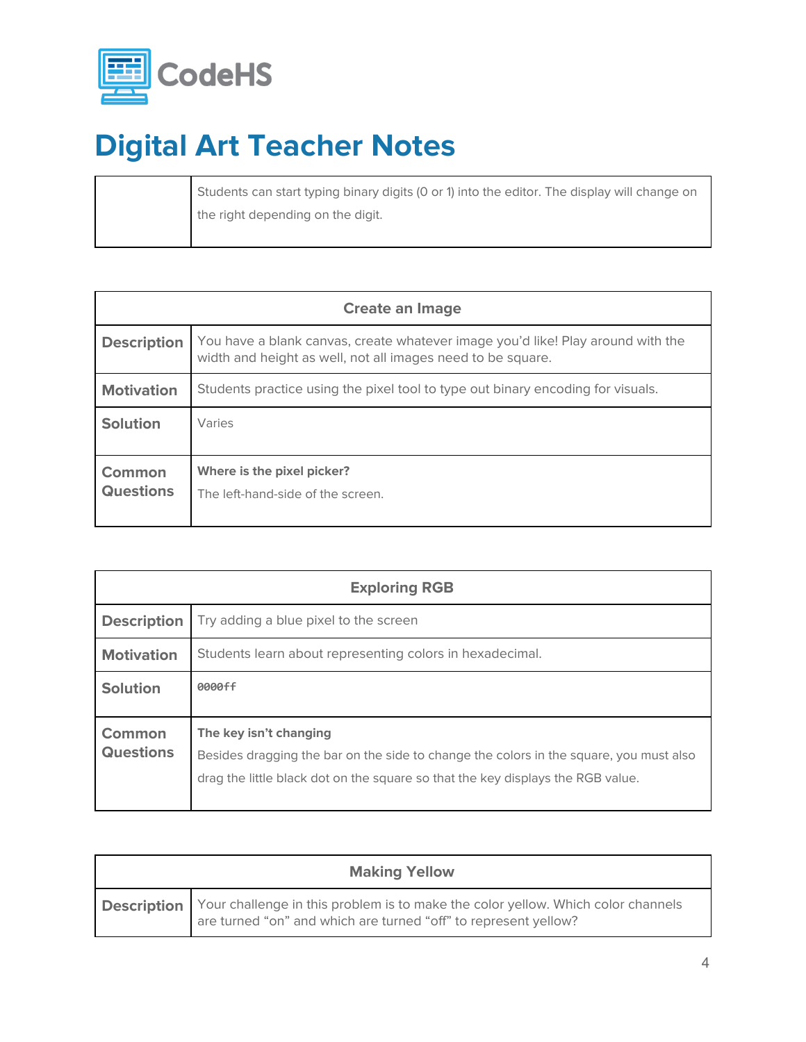# Digital Art Teacher Notes

| | |
|---|---|
| | Students can start typing binary digits (0 or 1) into the editor. The display will change on the right depending on the digit. |

| Create an Image | |
|---|---|
| **Description** | You have a blank canvas, create whatever image you'd like! Play around with the width and height as well, not all images need to be square. |
| **Motivation** | Students practice using the pixel tool to type out binary encoding for visuals. |
| **Solution** | Varies |
| **Common Questions** | **Where is the pixel picker?**<br>The left-hand-side of the screen. |

| Exploring RGB | |
|---|---|
| **Description** | Try adding a blue pixel to the screen |
| **Motivation** | Students learn about representing colors in hexadecimal. |
| **Solution** | `0000ff` |
| **Common Questions** | **The key isn't changing**<br>Besides dragging the bar on the side to change the colors in the square, you must also drag the little black dot on the square so that the key displays the RGB value. |

| Making Yellow | |
|---|---|
| **Description** | Your challenge in this problem is to make the color yellow. Which color channels are turned "on" and which are turned "off" to represent yellow? |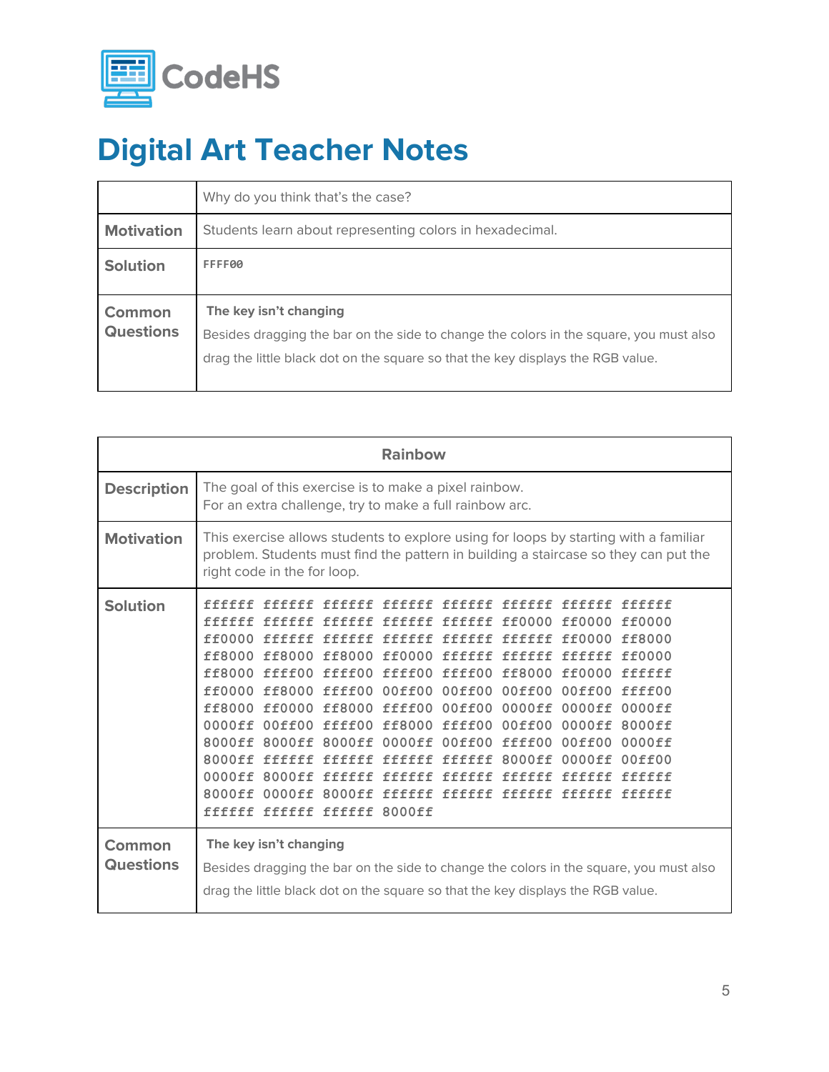# Digital Art Teacher Notes

| | |
|---|---|
| | Why do you think that's the case? |
| **Motivation** | Students learn about representing colors in hexadecimal. |
| **Solution** | `FFFF00` |
| **Common Questions** | **The key isn't changing**<br>Besides dragging the bar on the side to change the colors in the square, you must also drag the little black dot on the square so that the key displays the RGB value. |

| **Rainbow** | |
|---|---|
| **Description** | The goal of this exercise is to make a pixel rainbow.<br>For an extra challenge, try to make a full rainbow arc. |
| **Motivation** | This exercise allows students to explore using for loops by starting with a familiar problem. Students must find the pattern in building a staircase so they can put the right code in the for loop. |
| **Solution** | `ffffff ffffff ffffff ffffff ffffff ffffff ffffff ffffff ffffff ffffff ffffff ffffff ffffff ff0000 ff0000 ff0000 ff0000 ffffff ffffff ffffff ffffff ffffff ff0000 ff8000 ff8000 ff8000 ff8000 ff0000 ffffff ffffff ffffff ff0000 ff8000 ffff00 ffff00 ffff00 ffff00 ff8000 ff0000 ffffff ff0000 ff8000 ffff00 00ff00 00ff00 00ff00 00ff00 ffff00 ff8000 ff0000 ff8000 ffff00 00ff00 0000ff 0000ff 0000ff 0000ff 00ff00 ffff00 ff8000 ffff00 00ff00 0000ff 8000ff 8000ff 8000ff 8000ff 0000ff 00ff00 ffff00 00ff00 0000ff 8000ff ffffff ffffff ffffff ffffff 8000ff 0000ff 00ff00 0000ff 8000ff ffffff ffffff ffffff ffffff ffffff ffffff 8000ff 0000ff 8000ff ffffff ffffff ffffff ffffff ffffff ffffff ffffff ffffff 8000ff` |
| **Common Questions** | **The key isn't changing**<br>Besides dragging the bar on the side to change the colors in the square, you must also drag the little black dot on the square so that the key displays the RGB value. |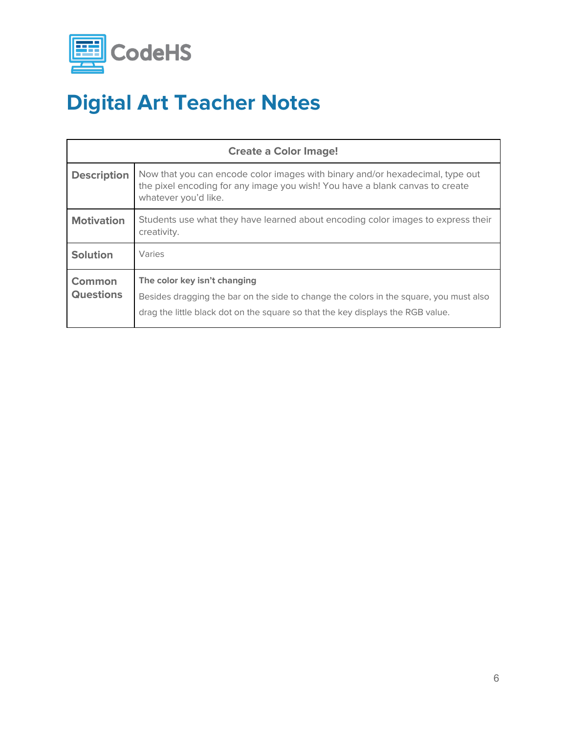CodeHS

# Digital Art Teacher Notes

| Create a Color Image! | |
|---|---|
| **Description** | Now that you can encode color images with binary and/or hexadecimal, type out the pixel encoding for any image you wish! You have a blank canvas to create whatever you'd like. |
| **Motivation** | Students use what they have learned about encoding color images to express their creativity. |
| **Solution** | Varies |
| **Common Questions** | **The color key isn't changing**<br>Besides dragging the bar on the side to change the colors in the square, you must also drag the little black dot on the square so that the key displays the RGB value. |